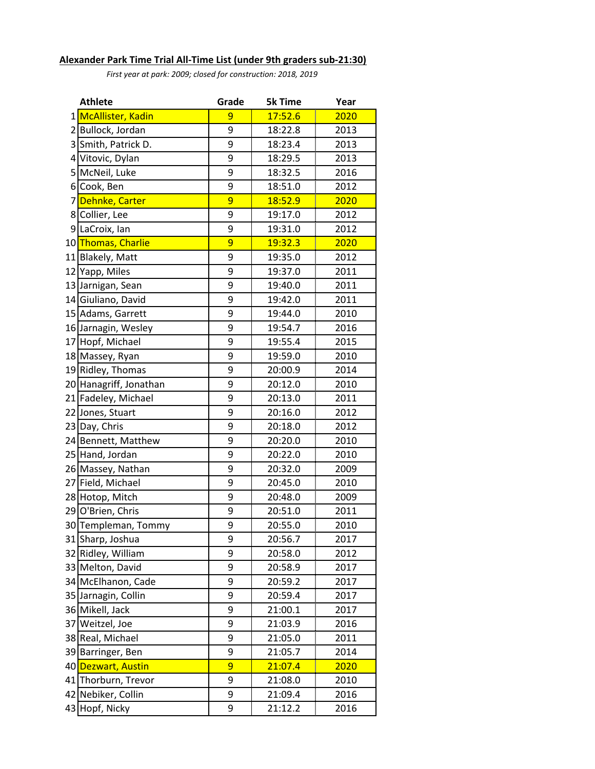**Alexander Park Time Trial All-Time List (under 9th graders sub-21:30)**

*First year at park: 2009; closed for construction: 2018, 2019*

| | Athlete | Grade | 5k Time | Year |
|---|---|---|---|---|
| 1 | McAllister, Kadin | 9 | 17:52.6 | 2020 |
| 2 | Bullock, Jordan | 9 | 18:22.8 | 2013 |
| 3 | Smith, Patrick D. | 9 | 18:23.4 | 2013 |
| 4 | Vitovic, Dylan | 9 | 18:29.5 | 2013 |
| 5 | McNeil, Luke | 9 | 18:32.5 | 2016 |
| 6 | Cook, Ben | 9 | 18:51.0 | 2012 |
| 7 | Dehnke, Carter | 9 | 18:52.9 | 2020 |
| 8 | Collier, Lee | 9 | 19:17.0 | 2012 |
| 9 | LaCroix, Ian | 9 | 19:31.0 | 2012 |
| 10 | Thomas, Charlie | 9 | 19:32.3 | 2020 |
| 11 | Blakely, Matt | 9 | 19:35.0 | 2012 |
| 12 | Yapp, Miles | 9 | 19:37.0 | 2011 |
| 13 | Jarnigan, Sean | 9 | 19:40.0 | 2011 |
| 14 | Giuliano, David | 9 | 19:42.0 | 2011 |
| 15 | Adams, Garrett | 9 | 19:44.0 | 2010 |
| 16 | Jarnagin, Wesley | 9 | 19:54.7 | 2016 |
| 17 | Hopf, Michael | 9 | 19:55.4 | 2015 |
| 18 | Massey, Ryan | 9 | 19:59.0 | 2010 |
| 19 | Ridley, Thomas | 9 | 20:00.9 | 2014 |
| 20 | Hanagriff, Jonathan | 9 | 20:12.0 | 2010 |
| 21 | Fadeley, Michael | 9 | 20:13.0 | 2011 |
| 22 | Jones, Stuart | 9 | 20:16.0 | 2012 |
| 23 | Day, Chris | 9 | 20:18.0 | 2012 |
| 24 | Bennett, Matthew | 9 | 20:20.0 | 2010 |
| 25 | Hand, Jordan | 9 | 20:22.0 | 2010 |
| 26 | Massey, Nathan | 9 | 20:32.0 | 2009 |
| 27 | Field, Michael | 9 | 20:45.0 | 2010 |
| 28 | Hotop, Mitch | 9 | 20:48.0 | 2009 |
| 29 | O'Brien, Chris | 9 | 20:51.0 | 2011 |
| 30 | Templeman, Tommy | 9 | 20:55.0 | 2010 |
| 31 | Sharp, Joshua | 9 | 20:56.7 | 2017 |
| 32 | Ridley, William | 9 | 20:58.0 | 2012 |
| 33 | Melton, David | 9 | 20:58.9 | 2017 |
| 34 | McElhanon, Cade | 9 | 20:59.2 | 2017 |
| 35 | Jarnagin, Collin | 9 | 20:59.4 | 2017 |
| 36 | Mikell, Jack | 9 | 21:00.1 | 2017 |
| 37 | Weitzel, Joe | 9 | 21:03.9 | 2016 |
| 38 | Real, Michael | 9 | 21:05.0 | 2011 |
| 39 | Barringer, Ben | 9 | 21:05.7 | 2014 |
| 40 | Dezwart, Austin | 9 | 21:07.4 | 2020 |
| 41 | Thorburn, Trevor | 9 | 21:08.0 | 2010 |
| 42 | Nebiker, Collin | 9 | 21:09.4 | 2016 |
| 43 | Hopf, Nicky | 9 | 21:12.2 | 2016 |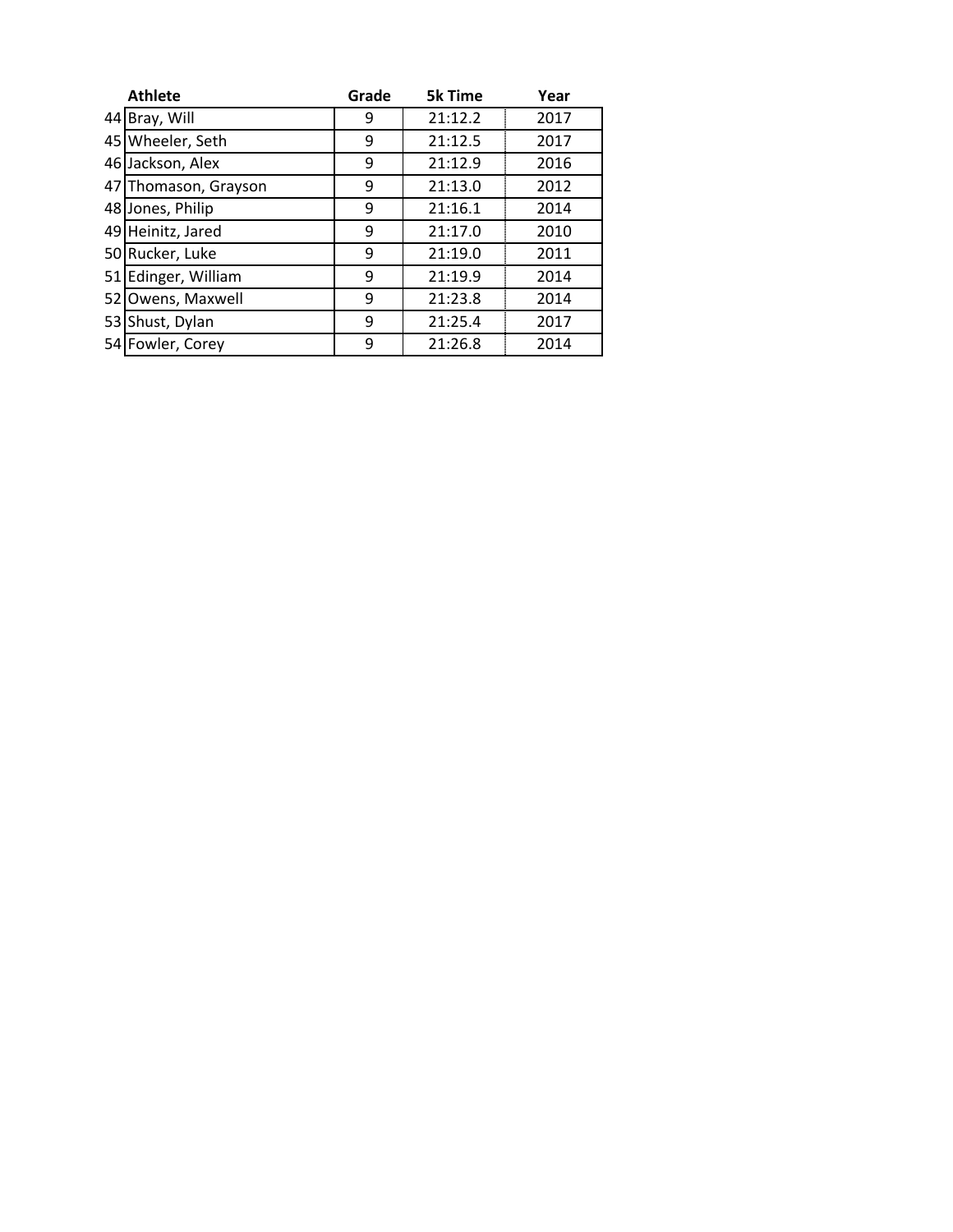| | Athlete | Grade | 5k Time | Year |
|---|---|---|---|---|
| 44 | Bray, Will | 9 | 21:12.2 | 2017 |
| 45 | Wheeler, Seth | 9 | 21:12.5 | 2017 |
| 46 | Jackson, Alex | 9 | 21:12.9 | 2016 |
| 47 | Thomason, Grayson | 9 | 21:13.0 | 2012 |
| 48 | Jones, Philip | 9 | 21:16.1 | 2014 |
| 49 | Heinitz, Jared | 9 | 21:17.0 | 2010 |
| 50 | Rucker, Luke | 9 | 21:19.0 | 2011 |
| 51 | Edinger, William | 9 | 21:19.9 | 2014 |
| 52 | Owens, Maxwell | 9 | 21:23.8 | 2014 |
| 53 | Shust, Dylan | 9 | 21:25.4 | 2017 |
| 54 | Fowler, Corey | 9 | 21:26.8 | 2014 |